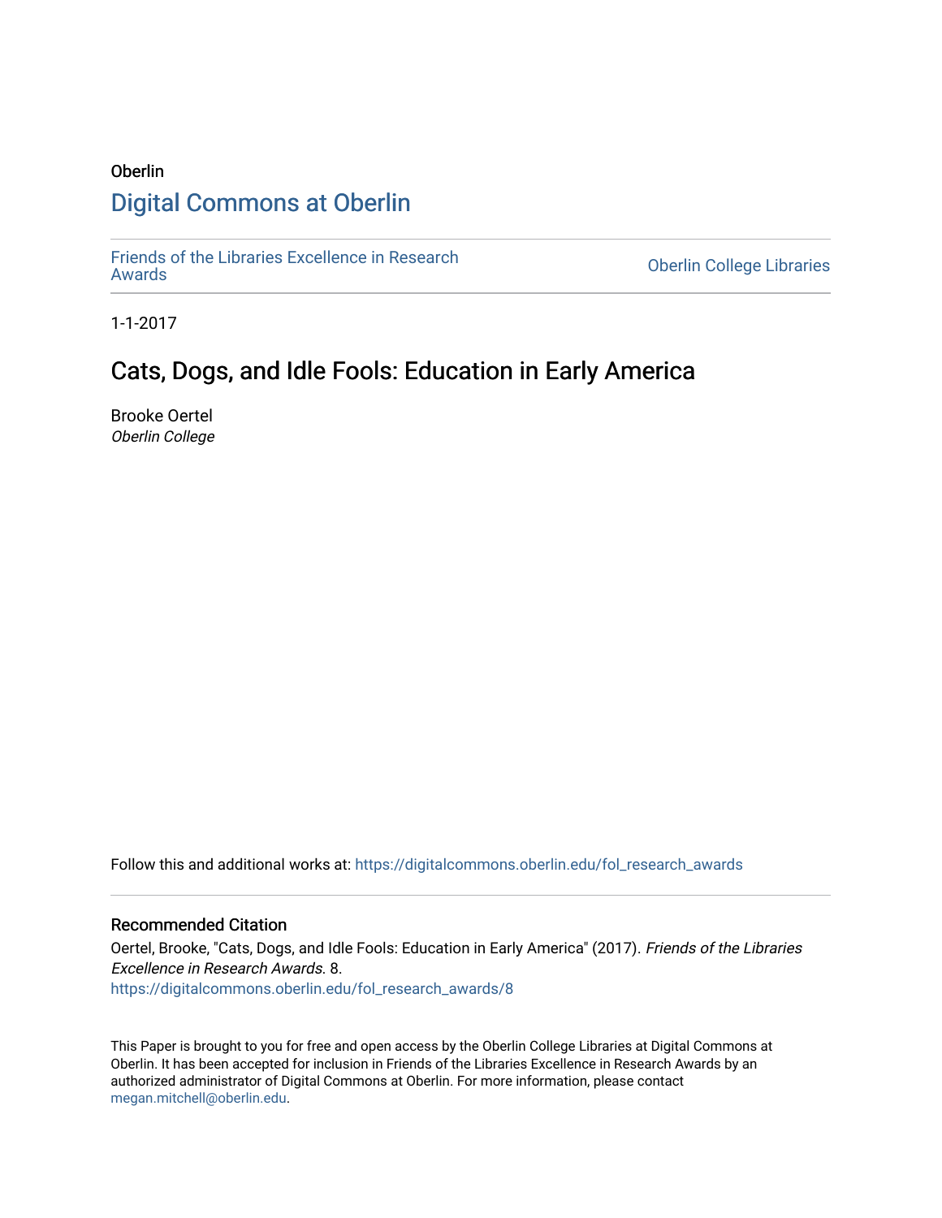Oberlin

# Digital Commons at Oberlin

Friends of the Libraries Excellence in Research Awards

Oberlin College Libraries

1-1-2017

## Cats, Dogs, and Idle Fools: Education in Early America

Brooke Oertel
*Oberlin College*

Follow this and additional works at: https://digitalcommons.oberlin.edu/fol_research_awards

### Recommended Citation

Oertel, Brooke, "Cats, Dogs, and Idle Fools: Education in Early America" (2017). *Friends of the Libraries Excellence in Research Awards*. 8.
https://digitalcommons.oberlin.edu/fol_research_awards/8

This Paper is brought to you for free and open access by the Oberlin College Libraries at Digital Commons at Oberlin. It has been accepted for inclusion in Friends of the Libraries Excellence in Research Awards by an authorized administrator of Digital Commons at Oberlin. For more information, please contact megan.mitchell@oberlin.edu.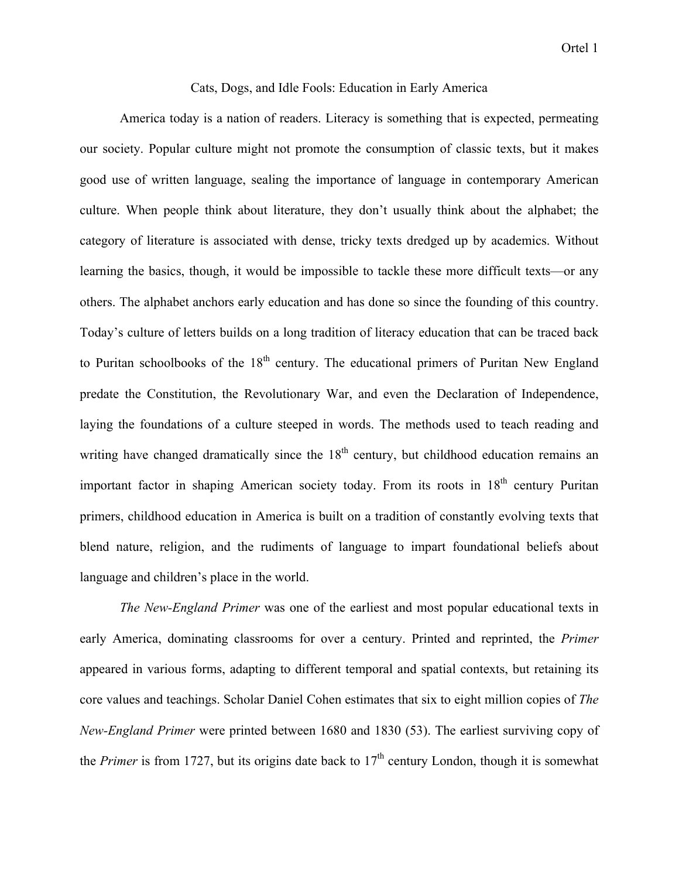Cats, Dogs, and Idle Fools: Education in Early America

America today is a nation of readers. Literacy is something that is expected, permeating our society. Popular culture might not promote the consumption of classic texts, but it makes good use of written language, sealing the importance of language in contemporary American culture. When people think about literature, they don't usually think about the alphabet; the category of literature is associated with dense, tricky texts dredged up by academics. Without learning the basics, though, it would be impossible to tackle these more difficult texts—or any others. The alphabet anchors early education and has done so since the founding of this country. Today's culture of letters builds on a long tradition of literacy education that can be traced back to Puritan schoolbooks of the 18th century. The educational primers of Puritan New England predate the Constitution, the Revolutionary War, and even the Declaration of Independence, laying the foundations of a culture steeped in words. The methods used to teach reading and writing have changed dramatically since the 18th century, but childhood education remains an important factor in shaping American society today. From its roots in 18th century Puritan primers, childhood education in America is built on a tradition of constantly evolving texts that blend nature, religion, and the rudiments of language to impart foundational beliefs about language and children's place in the world.

*The New-England Primer* was one of the earliest and most popular educational texts in early America, dominating classrooms for over a century. Printed and reprinted, the *Primer* appeared in various forms, adapting to different temporal and spatial contexts, but retaining its core values and teachings. Scholar Daniel Cohen estimates that six to eight million copies of *The New-England Primer* were printed between 1680 and 1830 (53). The earliest surviving copy of the *Primer* is from 1727, but its origins date back to 17th century London, though it is somewhat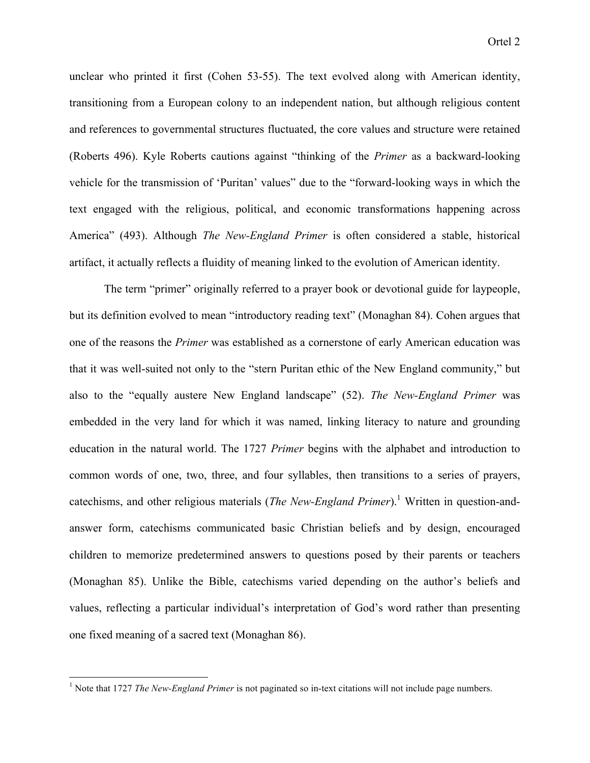unclear who printed it first (Cohen 53-55). The text evolved along with American identity, transitioning from a European colony to an independent nation, but although religious content and references to governmental structures fluctuated, the core values and structure were retained (Roberts 496). Kyle Roberts cautions against "thinking of the *Primer* as a backward-looking vehicle for the transmission of 'Puritan' values" due to the "forward-looking ways in which the text engaged with the religious, political, and economic transformations happening across America" (493). Although *The New-England Primer* is often considered a stable, historical artifact, it actually reflects a fluidity of meaning linked to the evolution of American identity.

The term "primer" originally referred to a prayer book or devotional guide for laypeople, but its definition evolved to mean "introductory reading text" (Monaghan 84). Cohen argues that one of the reasons the *Primer* was established as a cornerstone of early American education was that it was well-suited not only to the "stern Puritan ethic of the New England community," but also to the "equally austere New England landscape" (52). *The New-England Primer* was embedded in the very land for which it was named, linking literacy to nature and grounding education in the natural world. The 1727 *Primer* begins with the alphabet and introduction to common words of one, two, three, and four syllables, then transitions to a series of prayers, catechisms, and other religious materials (*The New-England Primer*).[1] Written in question-and-answer form, catechisms communicated basic Christian beliefs and by design, encouraged children to memorize predetermined answers to questions posed by their parents or teachers (Monaghan 85). Unlike the Bible, catechisms varied depending on the author's beliefs and values, reflecting a particular individual's interpretation of God's word rather than presenting one fixed meaning of a sacred text (Monaghan 86).

[1] Note that 1727 *The New-England Primer* is not paginated so in-text citations will not include page numbers.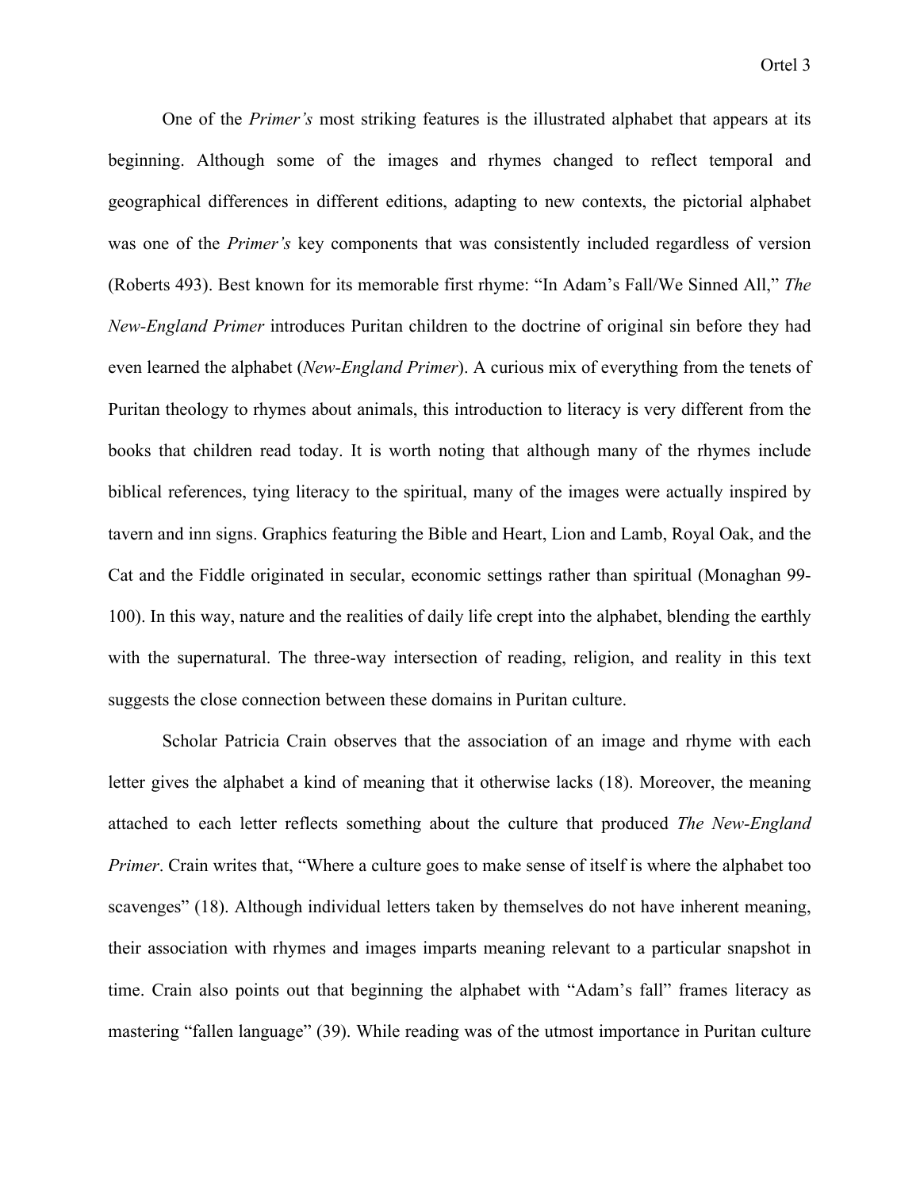One of the *Primer's* most striking features is the illustrated alphabet that appears at its beginning. Although some of the images and rhymes changed to reflect temporal and geographical differences in different editions, adapting to new contexts, the pictorial alphabet was one of the *Primer's* key components that was consistently included regardless of version (Roberts 493). Best known for its memorable first rhyme: "In Adam's Fall/We Sinned All," *The New-England Primer* introduces Puritan children to the doctrine of original sin before they had even learned the alphabet (*New-England Primer*). A curious mix of everything from the tenets of Puritan theology to rhymes about animals, this introduction to literacy is very different from the books that children read today. It is worth noting that although many of the rhymes include biblical references, tying literacy to the spiritual, many of the images were actually inspired by tavern and inn signs. Graphics featuring the Bible and Heart, Lion and Lamb, Royal Oak, and the Cat and the Fiddle originated in secular, economic settings rather than spiritual (Monaghan 99-100). In this way, nature and the realities of daily life crept into the alphabet, blending the earthly with the supernatural. The three-way intersection of reading, religion, and reality in this text suggests the close connection between these domains in Puritan culture.

Scholar Patricia Crain observes that the association of an image and rhyme with each letter gives the alphabet a kind of meaning that it otherwise lacks (18). Moreover, the meaning attached to each letter reflects something about the culture that produced *The New-England Primer*. Crain writes that, "Where a culture goes to make sense of itself is where the alphabet too scavenges" (18). Although individual letters taken by themselves do not have inherent meaning, their association with rhymes and images imparts meaning relevant to a particular snapshot in time. Crain also points out that beginning the alphabet with "Adam's fall" frames literacy as mastering "fallen language" (39). While reading was of the utmost importance in Puritan culture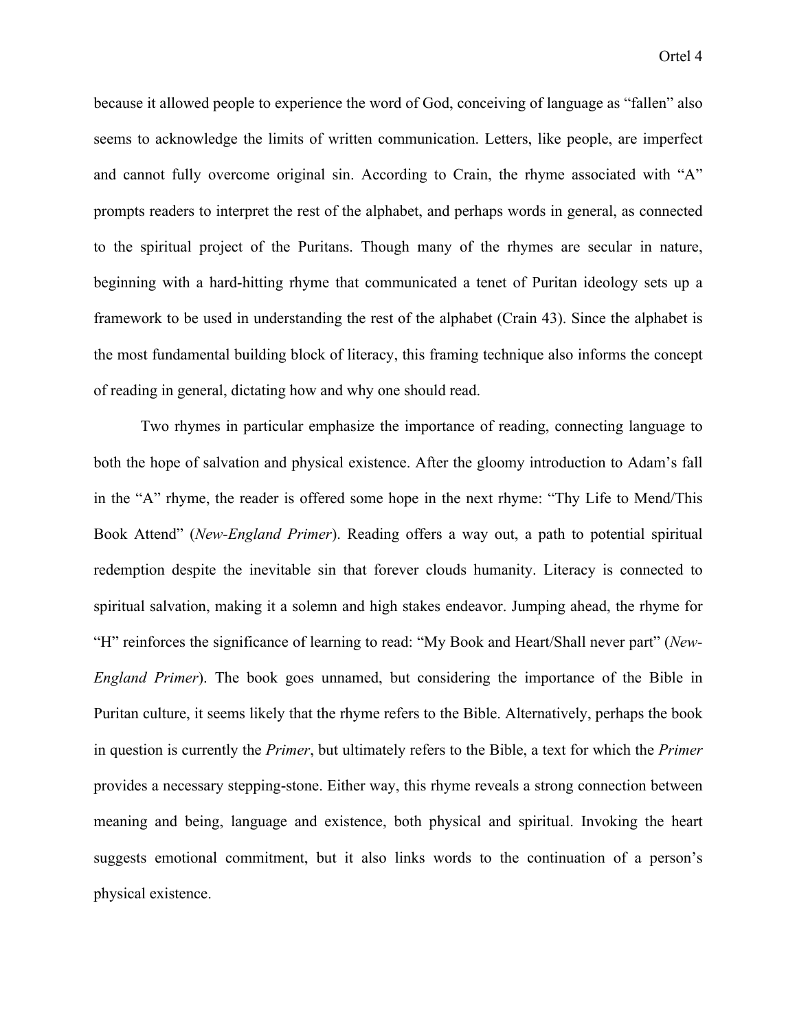because it allowed people to experience the word of God, conceiving of language as "fallen" also seems to acknowledge the limits of written communication. Letters, like people, are imperfect and cannot fully overcome original sin. According to Crain, the rhyme associated with "A" prompts readers to interpret the rest of the alphabet, and perhaps words in general, as connected to the spiritual project of the Puritans. Though many of the rhymes are secular in nature, beginning with a hard-hitting rhyme that communicated a tenet of Puritan ideology sets up a framework to be used in understanding the rest of the alphabet (Crain 43). Since the alphabet is the most fundamental building block of literacy, this framing technique also informs the concept of reading in general, dictating how and why one should read.

Two rhymes in particular emphasize the importance of reading, connecting language to both the hope of salvation and physical existence. After the gloomy introduction to Adam's fall in the "A" rhyme, the reader is offered some hope in the next rhyme: "Thy Life to Mend/This Book Attend" (*New-England Primer*). Reading offers a way out, a path to potential spiritual redemption despite the inevitable sin that forever clouds humanity. Literacy is connected to spiritual salvation, making it a solemn and high stakes endeavor. Jumping ahead, the rhyme for "H" reinforces the significance of learning to read: "My Book and Heart/Shall never part" (*New-England Primer*). The book goes unnamed, but considering the importance of the Bible in Puritan culture, it seems likely that the rhyme refers to the Bible. Alternatively, perhaps the book in question is currently the *Primer*, but ultimately refers to the Bible, a text for which the *Primer* provides a necessary stepping-stone. Either way, this rhyme reveals a strong connection between meaning and being, language and existence, both physical and spiritual. Invoking the heart suggests emotional commitment, but it also links words to the continuation of a person's physical existence.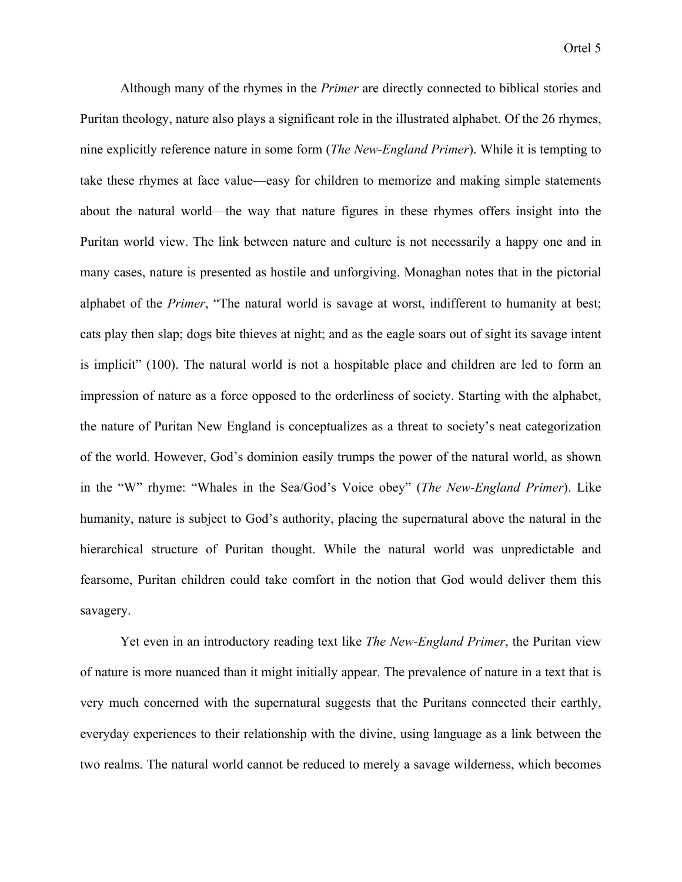Although many of the rhymes in the *Primer* are directly connected to biblical stories and Puritan theology, nature also plays a significant role in the illustrated alphabet. Of the 26 rhymes, nine explicitly reference nature in some form (*The New-England Primer*). While it is tempting to take these rhymes at face value—easy for children to memorize and making simple statements about the natural world—the way that nature figures in these rhymes offers insight into the Puritan world view. The link between nature and culture is not necessarily a happy one and in many cases, nature is presented as hostile and unforgiving. Monaghan notes that in the pictorial alphabet of the *Primer*, "The natural world is savage at worst, indifferent to humanity at best; cats play then slap; dogs bite thieves at night; and as the eagle soars out of sight its savage intent is implicit" (100). The natural world is not a hospitable place and children are led to form an impression of nature as a force opposed to the orderliness of society. Starting with the alphabet, the nature of Puritan New England is conceptualizes as a threat to society's neat categorization of the world. However, God's dominion easily trumps the power of the natural world, as shown in the "W" rhyme: "Whales in the Sea/God's Voice obey" (*The New-England Primer*). Like humanity, nature is subject to God's authority, placing the supernatural above the natural in the hierarchical structure of Puritan thought. While the natural world was unpredictable and fearsome, Puritan children could take comfort in the notion that God would deliver them this savagery.

Yet even in an introductory reading text like *The New-England Primer*, the Puritan view of nature is more nuanced than it might initially appear. The prevalence of nature in a text that is very much concerned with the supernatural suggests that the Puritans connected their earthly, everyday experiences to their relationship with the divine, using language as a link between the two realms. The natural world cannot be reduced to merely a savage wilderness, which becomes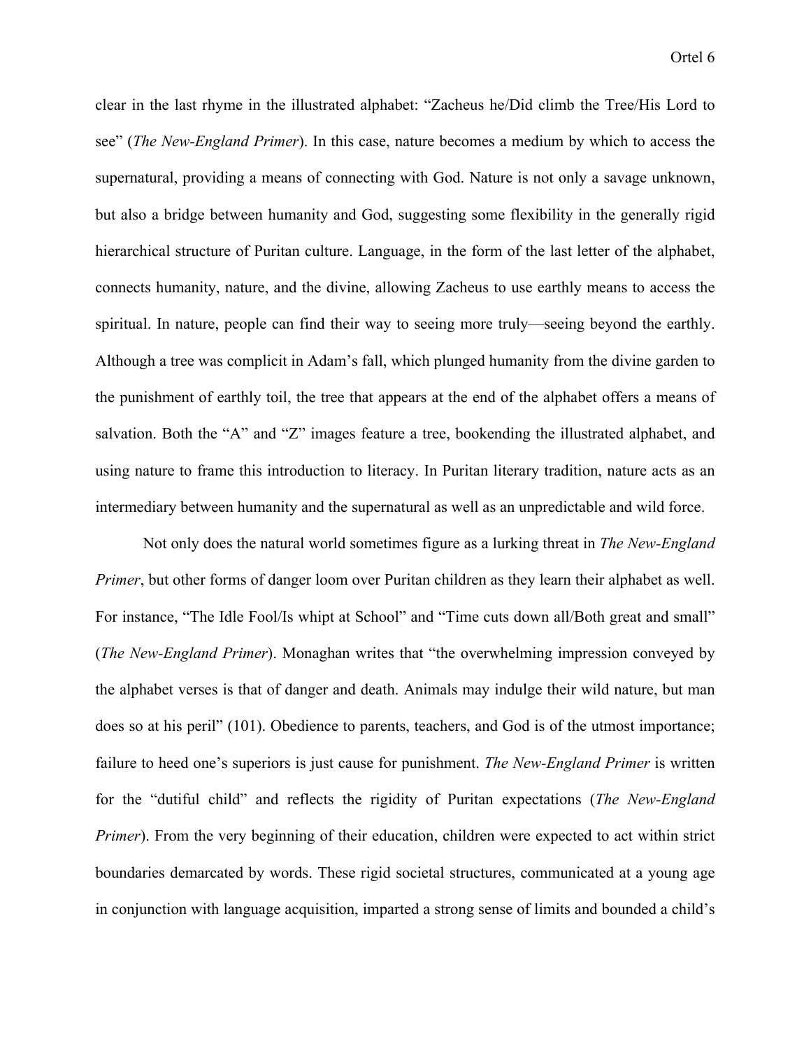clear in the last rhyme in the illustrated alphabet: "Zacheus he/Did climb the Tree/His Lord to see" (*The New-England Primer*). In this case, nature becomes a medium by which to access the supernatural, providing a means of connecting with God. Nature is not only a savage unknown, but also a bridge between humanity and God, suggesting some flexibility in the generally rigid hierarchical structure of Puritan culture. Language, in the form of the last letter of the alphabet, connects humanity, nature, and the divine, allowing Zacheus to use earthly means to access the spiritual. In nature, people can find their way to seeing more truly—seeing beyond the earthly. Although a tree was complicit in Adam's fall, which plunged humanity from the divine garden to the punishment of earthly toil, the tree that appears at the end of the alphabet offers a means of salvation. Both the "A" and "Z" images feature a tree, bookending the illustrated alphabet, and using nature to frame this introduction to literacy. In Puritan literary tradition, nature acts as an intermediary between humanity and the supernatural as well as an unpredictable and wild force.

Not only does the natural world sometimes figure as a lurking threat in *The New-England Primer*, but other forms of danger loom over Puritan children as they learn their alphabet as well. For instance, "The Idle Fool/Is whipt at School" and "Time cuts down all/Both great and small" (*The New-England Primer*). Monaghan writes that "the overwhelming impression conveyed by the alphabet verses is that of danger and death. Animals may indulge their wild nature, but man does so at his peril" (101). Obedience to parents, teachers, and God is of the utmost importance; failure to heed one's superiors is just cause for punishment. *The New-England Primer* is written for the "dutiful child" and reflects the rigidity of Puritan expectations (*The New-England Primer*). From the very beginning of their education, children were expected to act within strict boundaries demarcated by words. These rigid societal structures, communicated at a young age in conjunction with language acquisition, imparted a strong sense of limits and bounded a child's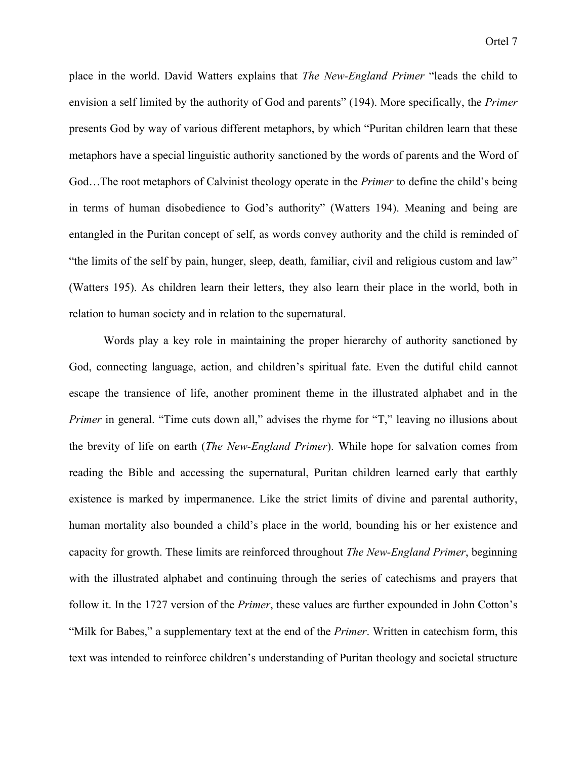place in the world. David Watters explains that *The New-England Primer* "leads the child to envision a self limited by the authority of God and parents" (194). More specifically, the *Primer* presents God by way of various different metaphors, by which "Puritan children learn that these metaphors have a special linguistic authority sanctioned by the words of parents and the Word of God…The root metaphors of Calvinist theology operate in the *Primer* to define the child's being in terms of human disobedience to God's authority" (Watters 194). Meaning and being are entangled in the Puritan concept of self, as words convey authority and the child is reminded of "the limits of the self by pain, hunger, sleep, death, familiar, civil and religious custom and law" (Watters 195). As children learn their letters, they also learn their place in the world, both in relation to human society and in relation to the supernatural.

Words play a key role in maintaining the proper hierarchy of authority sanctioned by God, connecting language, action, and children's spiritual fate. Even the dutiful child cannot escape the transience of life, another prominent theme in the illustrated alphabet and in the *Primer* in general. "Time cuts down all," advises the rhyme for "T," leaving no illusions about the brevity of life on earth (*The New-England Primer*). While hope for salvation comes from reading the Bible and accessing the supernatural, Puritan children learned early that earthly existence is marked by impermanence. Like the strict limits of divine and parental authority, human mortality also bounded a child's place in the world, bounding his or her existence and capacity for growth. These limits are reinforced throughout *The New-England Primer*, beginning with the illustrated alphabet and continuing through the series of catechisms and prayers that follow it. In the 1727 version of the *Primer*, these values are further expounded in John Cotton's "Milk for Babes," a supplementary text at the end of the *Primer*. Written in catechism form, this text was intended to reinforce children's understanding of Puritan theology and societal structure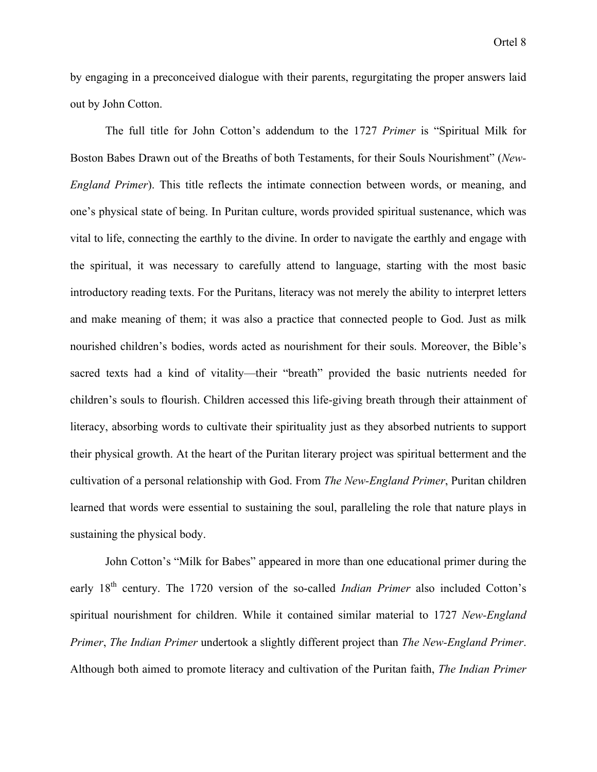by engaging in a preconceived dialogue with their parents, regurgitating the proper answers laid out by John Cotton.

The full title for John Cotton's addendum to the 1727 *Primer* is "Spiritual Milk for Boston Babes Drawn out of the Breaths of both Testaments, for their Souls Nourishment" (*New-England Primer*). This title reflects the intimate connection between words, or meaning, and one's physical state of being. In Puritan culture, words provided spiritual sustenance, which was vital to life, connecting the earthly to the divine. In order to navigate the earthly and engage with the spiritual, it was necessary to carefully attend to language, starting with the most basic introductory reading texts. For the Puritans, literacy was not merely the ability to interpret letters and make meaning of them; it was also a practice that connected people to God. Just as milk nourished children's bodies, words acted as nourishment for their souls. Moreover, the Bible's sacred texts had a kind of vitality—their "breath" provided the basic nutrients needed for children's souls to flourish. Children accessed this life-giving breath through their attainment of literacy, absorbing words to cultivate their spirituality just as they absorbed nutrients to support their physical growth. At the heart of the Puritan literary project was spiritual betterment and the cultivation of a personal relationship with God. From *The New-England Primer*, Puritan children learned that words were essential to sustaining the soul, paralleling the role that nature plays in sustaining the physical body.

John Cotton's "Milk for Babes" appeared in more than one educational primer during the early 18th century. The 1720 version of the so-called *Indian Primer* also included Cotton's spiritual nourishment for children. While it contained similar material to 1727 *New-England Primer*, *The Indian Primer* undertook a slightly different project than *The New-England Primer*. Although both aimed to promote literacy and cultivation of the Puritan faith, *The Indian Primer*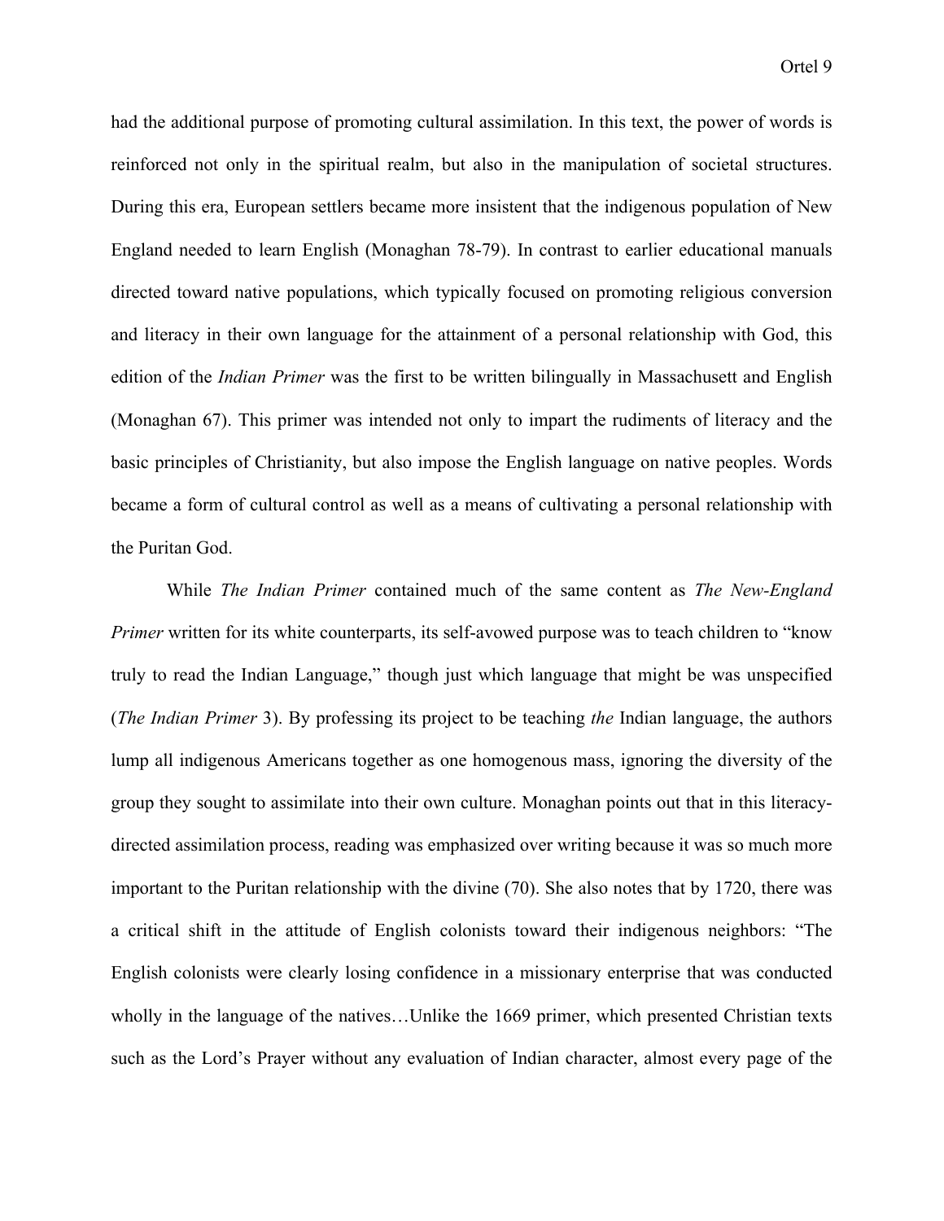had the additional purpose of promoting cultural assimilation. In this text, the power of words is reinforced not only in the spiritual realm, but also in the manipulation of societal structures. During this era, European settlers became more insistent that the indigenous population of New England needed to learn English (Monaghan 78-79). In contrast to earlier educational manuals directed toward native populations, which typically focused on promoting religious conversion and literacy in their own language for the attainment of a personal relationship with God, this edition of the *Indian Primer* was the first to be written bilingually in Massachusett and English (Monaghan 67). This primer was intended not only to impart the rudiments of literacy and the basic principles of Christianity, but also impose the English language on native peoples. Words became a form of cultural control as well as a means of cultivating a personal relationship with the Puritan God.

While *The Indian Primer* contained much of the same content as *The New-England Primer* written for its white counterparts, its self-avowed purpose was to teach children to "know truly to read the Indian Language," though just which language that might be was unspecified (*The Indian Primer* 3). By professing its project to be teaching *the* Indian language, the authors lump all indigenous Americans together as one homogenous mass, ignoring the diversity of the group they sought to assimilate into their own culture. Monaghan points out that in this literacy-directed assimilation process, reading was emphasized over writing because it was so much more important to the Puritan relationship with the divine (70). She also notes that by 1720, there was a critical shift in the attitude of English colonists toward their indigenous neighbors: "The English colonists were clearly losing confidence in a missionary enterprise that was conducted wholly in the language of the natives…Unlike the 1669 primer, which presented Christian texts such as the Lord's Prayer without any evaluation of Indian character, almost every page of the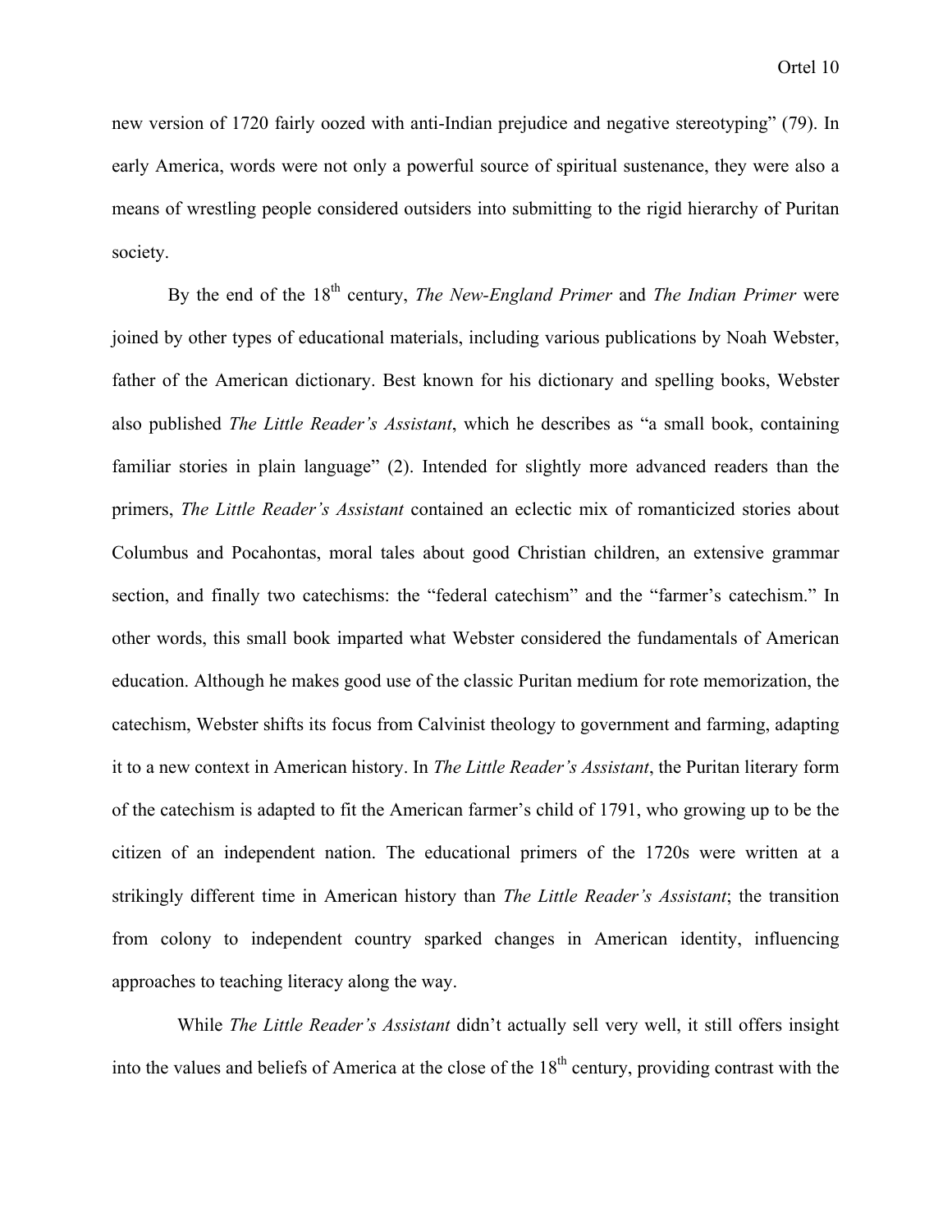new version of 1720 fairly oozed with anti-Indian prejudice and negative stereotyping" (79). In early America, words were not only a powerful source of spiritual sustenance, they were also a means of wrestling people considered outsiders into submitting to the rigid hierarchy of Puritan society.

By the end of the 18th century, *The New-England Primer* and *The Indian Primer* were joined by other types of educational materials, including various publications by Noah Webster, father of the American dictionary. Best known for his dictionary and spelling books, Webster also published *The Little Reader's Assistant*, which he describes as "a small book, containing familiar stories in plain language" (2). Intended for slightly more advanced readers than the primers, *The Little Reader's Assistant* contained an eclectic mix of romanticized stories about Columbus and Pocahontas, moral tales about good Christian children, an extensive grammar section, and finally two catechisms: the "federal catechism" and the "farmer's catechism." In other words, this small book imparted what Webster considered the fundamentals of American education. Although he makes good use of the classic Puritan medium for rote memorization, the catechism, Webster shifts its focus from Calvinist theology to government and farming, adapting it to a new context in American history. In *The Little Reader's Assistant*, the Puritan literary form of the catechism is adapted to fit the American farmer's child of 1791, who growing up to be the citizen of an independent nation. The educational primers of the 1720s were written at a strikingly different time in American history than *The Little Reader's Assistant*; the transition from colony to independent country sparked changes in American identity, influencing approaches to teaching literacy along the way.

While *The Little Reader's Assistant* didn't actually sell very well, it still offers insight into the values and beliefs of America at the close of the 18th century, providing contrast with the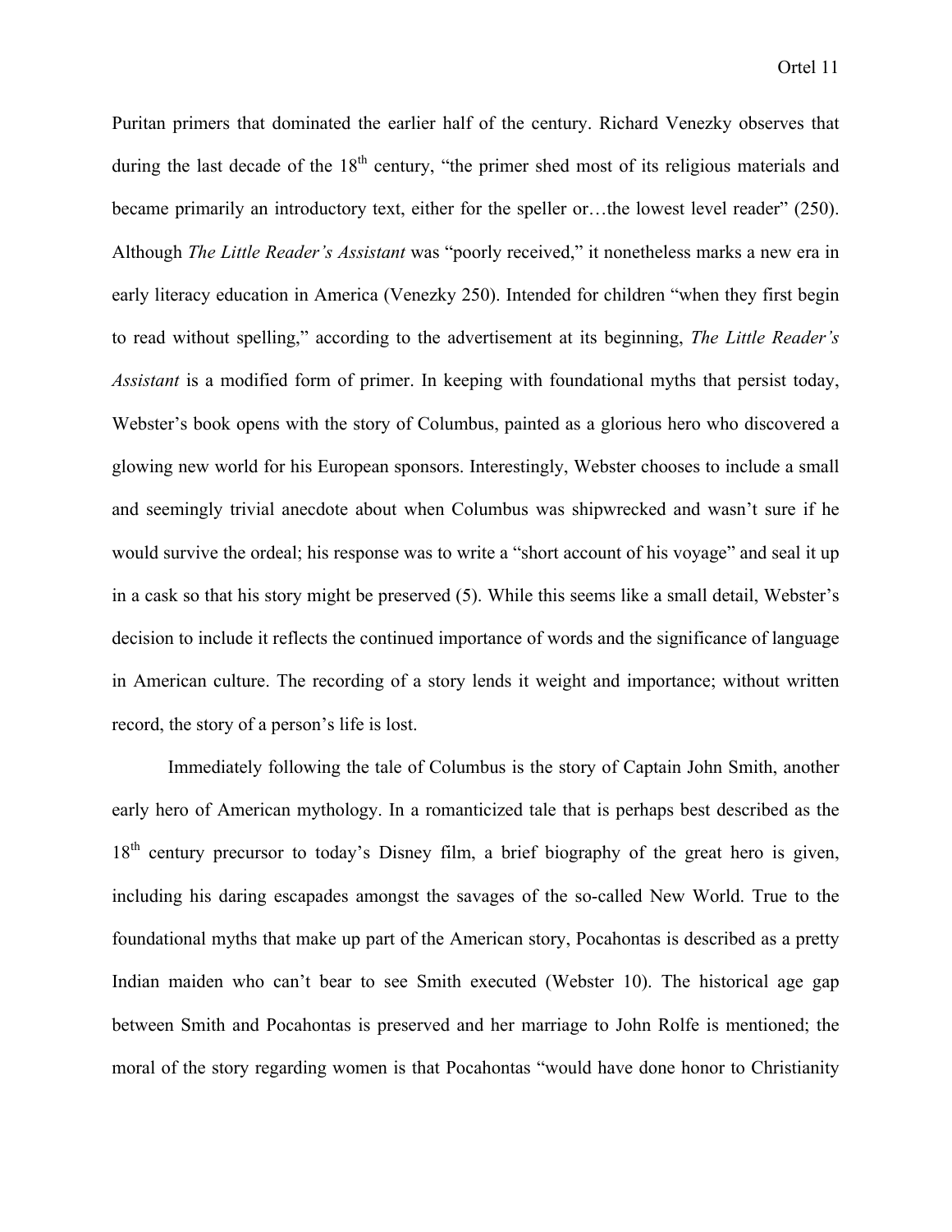Puritan primers that dominated the earlier half of the century. Richard Venezky observes that during the last decade of the 18th century, "the primer shed most of its religious materials and became primarily an introductory text, either for the speller or…the lowest level reader" (250). Although *The Little Reader's Assistant* was "poorly received," it nonetheless marks a new era in early literacy education in America (Venezky 250). Intended for children "when they first begin to read without spelling," according to the advertisement at its beginning, *The Little Reader's Assistant* is a modified form of primer. In keeping with foundational myths that persist today, Webster's book opens with the story of Columbus, painted as a glorious hero who discovered a glowing new world for his European sponsors. Interestingly, Webster chooses to include a small and seemingly trivial anecdote about when Columbus was shipwrecked and wasn't sure if he would survive the ordeal; his response was to write a "short account of his voyage" and seal it up in a cask so that his story might be preserved (5). While this seems like a small detail, Webster's decision to include it reflects the continued importance of words and the significance of language in American culture. The recording of a story lends it weight and importance; without written record, the story of a person's life is lost.

Immediately following the tale of Columbus is the story of Captain John Smith, another early hero of American mythology. In a romanticized tale that is perhaps best described as the 18th century precursor to today's Disney film, a brief biography of the great hero is given, including his daring escapades amongst the savages of the so-called New World. True to the foundational myths that make up part of the American story, Pocahontas is described as a pretty Indian maiden who can't bear to see Smith executed (Webster 10). The historical age gap between Smith and Pocahontas is preserved and her marriage to John Rolfe is mentioned; the moral of the story regarding women is that Pocahontas "would have done honor to Christianity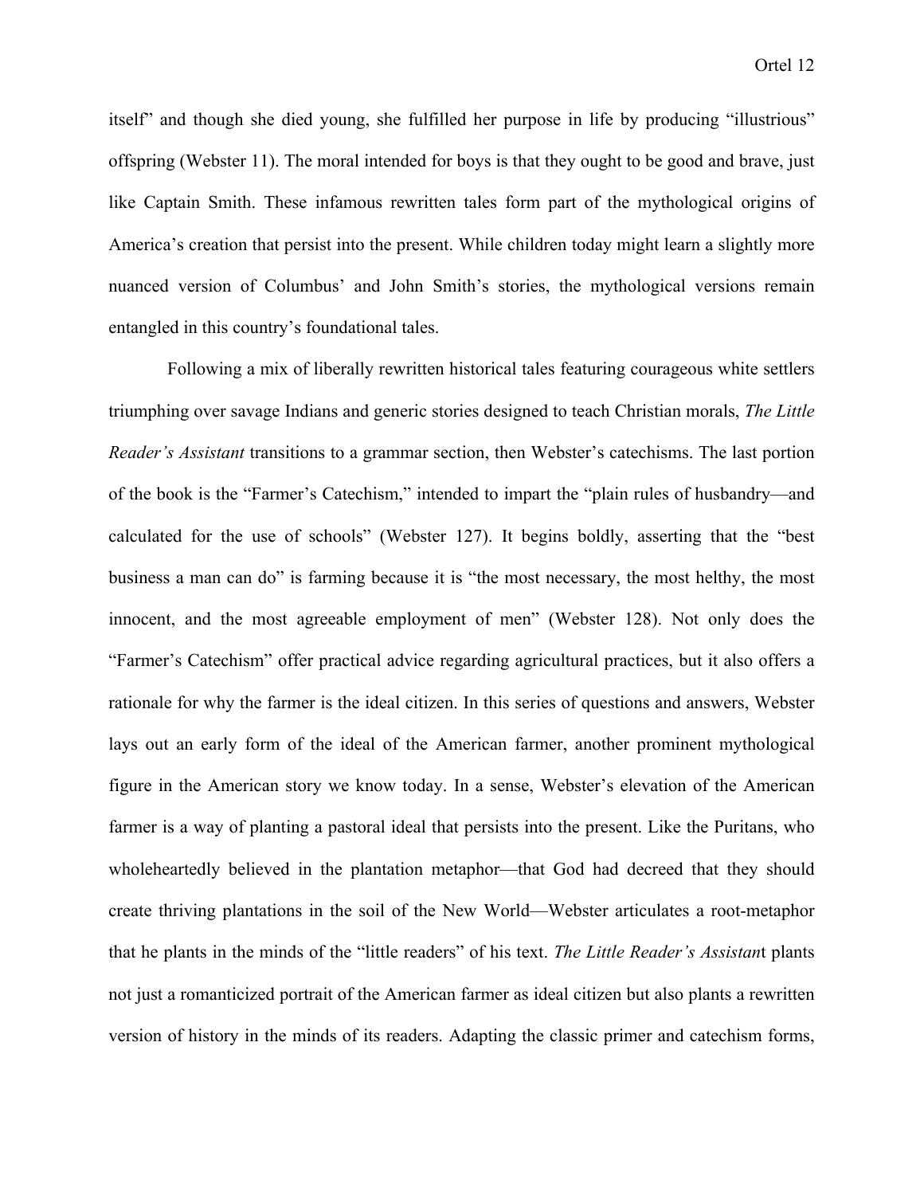itself" and though she died young, she fulfilled her purpose in life by producing "illustrious" offspring (Webster 11). The moral intended for boys is that they ought to be good and brave, just like Captain Smith. These infamous rewritten tales form part of the mythological origins of America's creation that persist into the present. While children today might learn a slightly more nuanced version of Columbus' and John Smith's stories, the mythological versions remain entangled in this country's foundational tales.

Following a mix of liberally rewritten historical tales featuring courageous white settlers triumphing over savage Indians and generic stories designed to teach Christian morals, *The Little Reader's Assistant* transitions to a grammar section, then Webster's catechisms. The last portion of the book is the "Farmer's Catechism," intended to impart the "plain rules of husbandry—and calculated for the use of schools" (Webster 127). It begins boldly, asserting that the "best business a man can do" is farming because it is "the most necessary, the most helthy, the most innocent, and the most agreeable employment of men" (Webster 128). Not only does the "Farmer's Catechism" offer practical advice regarding agricultural practices, but it also offers a rationale for why the farmer is the ideal citizen. In this series of questions and answers, Webster lays out an early form of the ideal of the American farmer, another prominent mythological figure in the American story we know today. In a sense, Webster's elevation of the American farmer is a way of planting a pastoral ideal that persists into the present. Like the Puritans, who wholeheartedly believed in the plantation metaphor—that God had decreed that they should create thriving plantations in the soil of the New World—Webster articulates a root-metaphor that he plants in the minds of the "little readers" of his text. *The Little Reader's Assistant* plants not just a romanticized portrait of the American farmer as ideal citizen but also plants a rewritten version of history in the minds of its readers. Adapting the classic primer and catechism forms,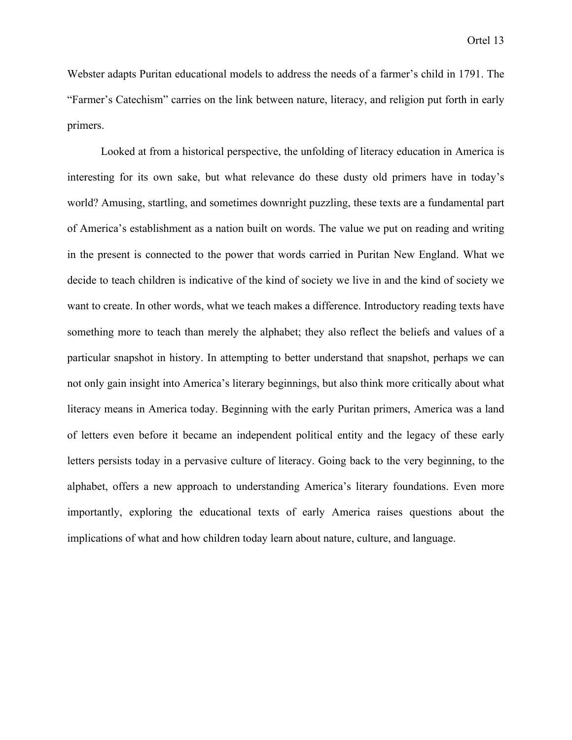Webster adapts Puritan educational models to address the needs of a farmer's child in 1791. The "Farmer's Catechism" carries on the link between nature, literacy, and religion put forth in early primers.

Looked at from a historical perspective, the unfolding of literacy education in America is interesting for its own sake, but what relevance do these dusty old primers have in today's world? Amusing, startling, and sometimes downright puzzling, these texts are a fundamental part of America's establishment as a nation built on words. The value we put on reading and writing in the present is connected to the power that words carried in Puritan New England. What we decide to teach children is indicative of the kind of society we live in and the kind of society we want to create. In other words, what we teach makes a difference. Introductory reading texts have something more to teach than merely the alphabet; they also reflect the beliefs and values of a particular snapshot in history. In attempting to better understand that snapshot, perhaps we can not only gain insight into America's literary beginnings, but also think more critically about what literacy means in America today. Beginning with the early Puritan primers, America was a land of letters even before it became an independent political entity and the legacy of these early letters persists today in a pervasive culture of literacy. Going back to the very beginning, to the alphabet, offers a new approach to understanding America's literary foundations. Even more importantly, exploring the educational texts of early America raises questions about the implications of what and how children today learn about nature, culture, and language.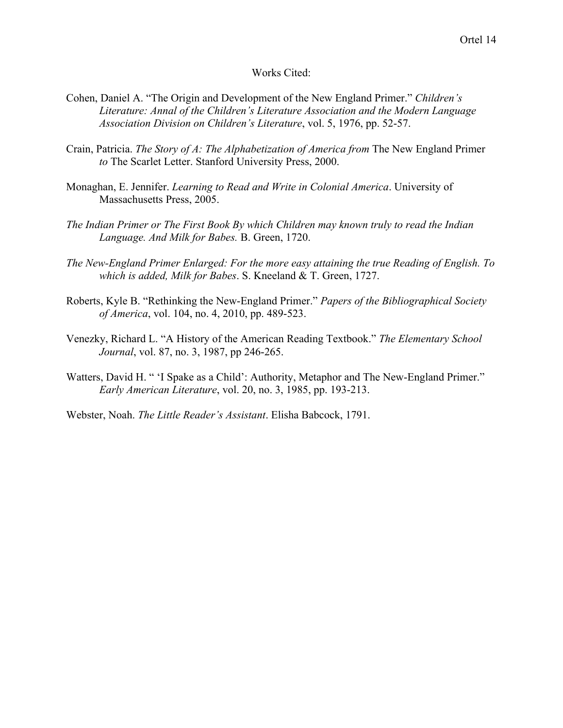# Works Cited:

Cohen, Daniel A. "The Origin and Development of the New England Primer." *Children's Literature: Annal of the Children's Literature Association and the Modern Language Association Division on Children's Literature*, vol. 5, 1976, pp. 52-57.

Crain, Patricia. *The Story of A: The Alphabetization of America from* The New England Primer *to* The Scarlet Letter. Stanford University Press, 2000.

Monaghan, E. Jennifer. *Learning to Read and Write in Colonial America*. University of Massachusetts Press, 2005.

*The Indian Primer or The First Book By which Children may known truly to read the Indian Language. And Milk for Babes.* B. Green, 1720.

*The New-England Primer Enlarged: For the more easy attaining the true Reading of English. To which is added, Milk for Babes*. S. Kneeland & T. Green, 1727.

Roberts, Kyle B. "Rethinking the New-England Primer." *Papers of the Bibliographical Society of America*, vol. 104, no. 4, 2010, pp. 489-523.

Venezky, Richard L. "A History of the American Reading Textbook." *The Elementary School Journal*, vol. 87, no. 3, 1987, pp 246-265.

Watters, David H. " 'I Spake as a Child': Authority, Metaphor and The New-England Primer." *Early American Literature*, vol. 20, no. 3, 1985, pp. 193-213.

Webster, Noah. *The Little Reader's Assistant*. Elisha Babcock, 1791.